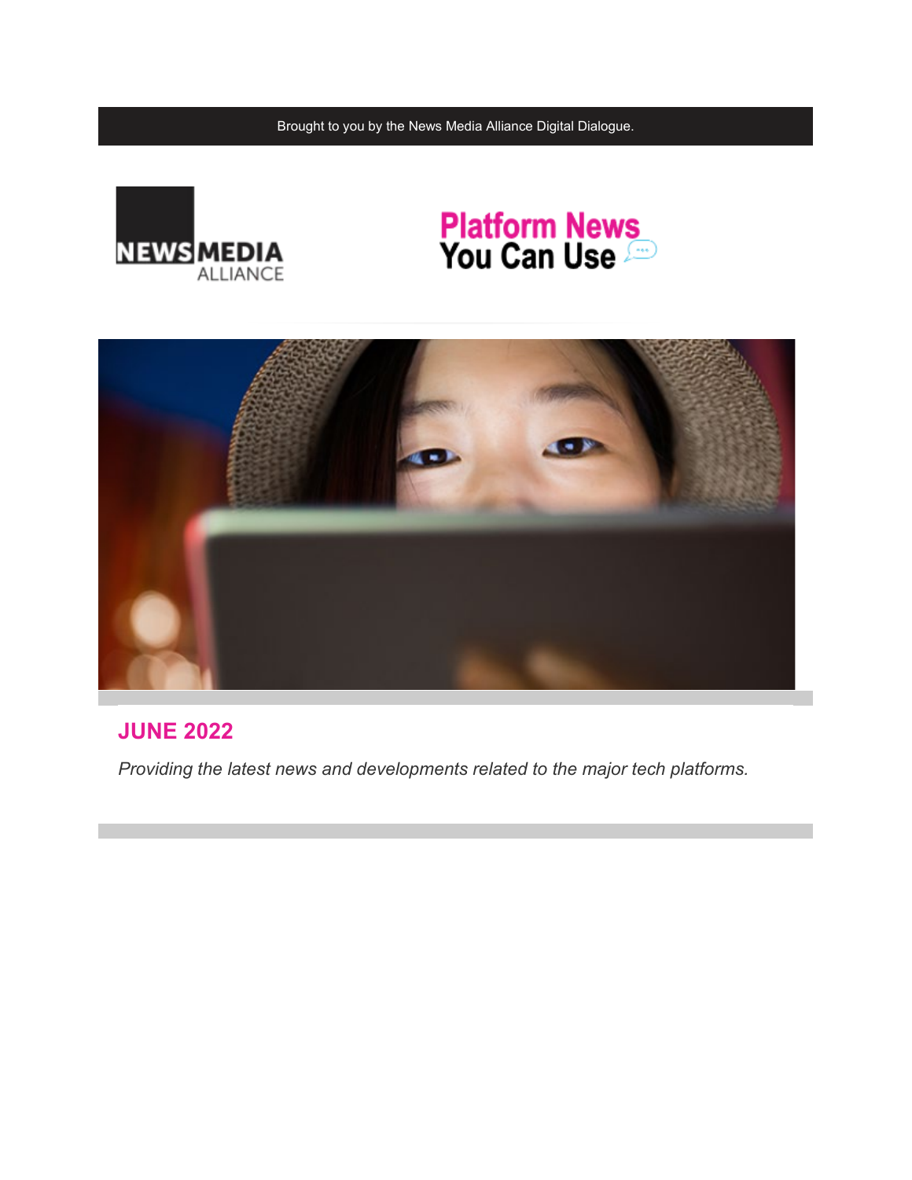Brought to you by the News Media Alliance Digital Dialogue.

NEWS MEDIA ALLIANCE

# Platform News You Can Use

## JUNE 2022

*Providing the latest news and developments related to the major tech platforms.*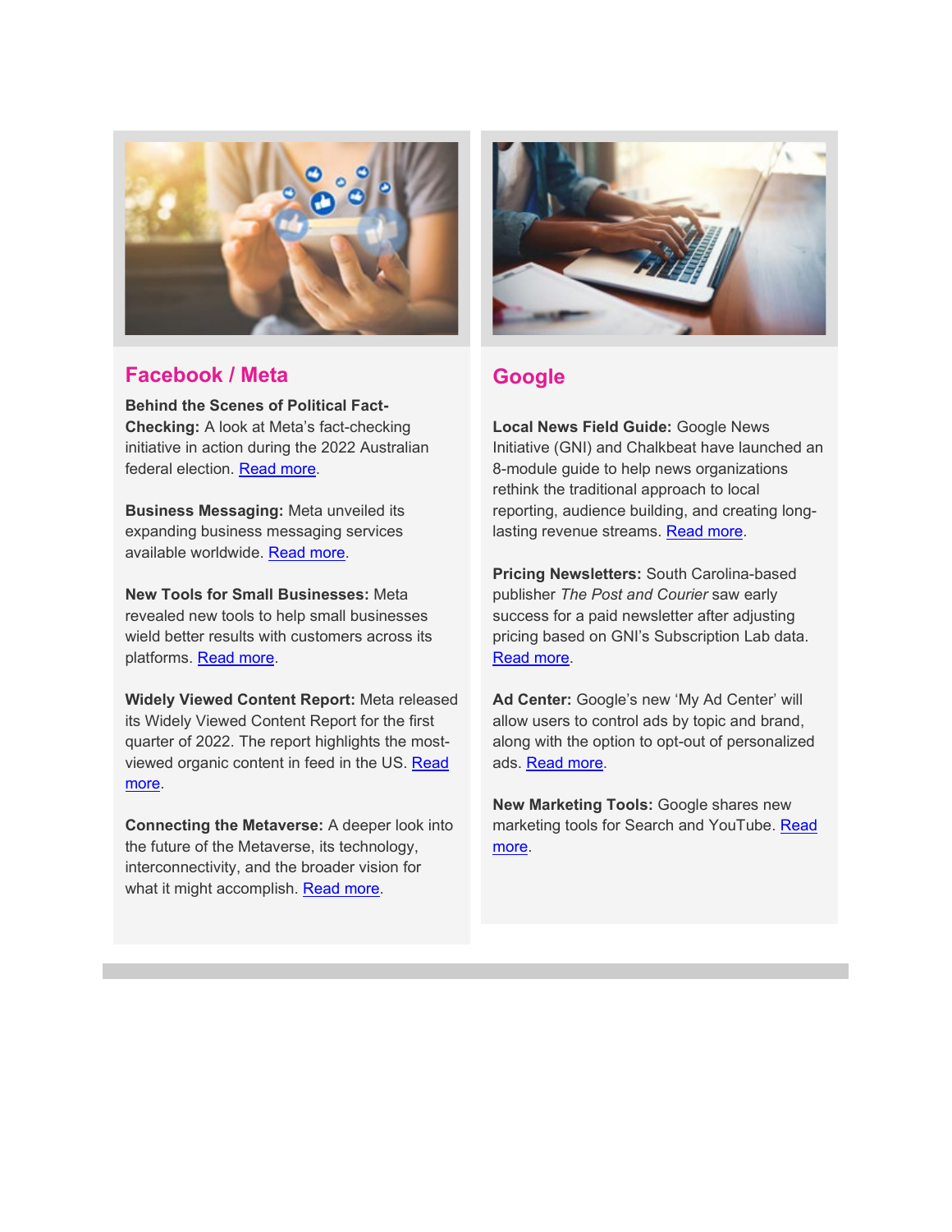## Facebook / Meta

**Behind the Scenes of Political Fact-Checking:** A look at Meta's fact-checking initiative in action during the 2022 Australian federal election. Read more.

**Business Messaging:** Meta unveiled its expanding business messaging services available worldwide. Read more.

**New Tools for Small Businesses:** Meta revealed new tools to help small businesses wield better results with customers across its platforms. Read more.

**Widely Viewed Content Report:** Meta released its Widely Viewed Content Report for the first quarter of 2022. The report highlights the most-viewed organic content in feed in the US. Read more.

**Connecting the Metaverse:** A deeper look into the future of the Metaverse, its technology, interconnectivity, and the broader vision for what it might accomplish. Read more.

## Google

**Local News Field Guide:** Google News Initiative (GNI) and Chalkbeat have launched an 8-module guide to help news organizations rethink the traditional approach to local reporting, audience building, and creating long-lasting revenue streams. Read more.

**Pricing Newsletters:** South Carolina-based publisher *The Post and Courier* saw early success for a paid newsletter after adjusting pricing based on GNI's Subscription Lab data. Read more.

**Ad Center:** Google's new 'My Ad Center' will allow users to control ads by topic and brand, along with the option to opt-out of personalized ads. Read more.

**New Marketing Tools:** Google shares new marketing tools for Search and YouTube. Read more.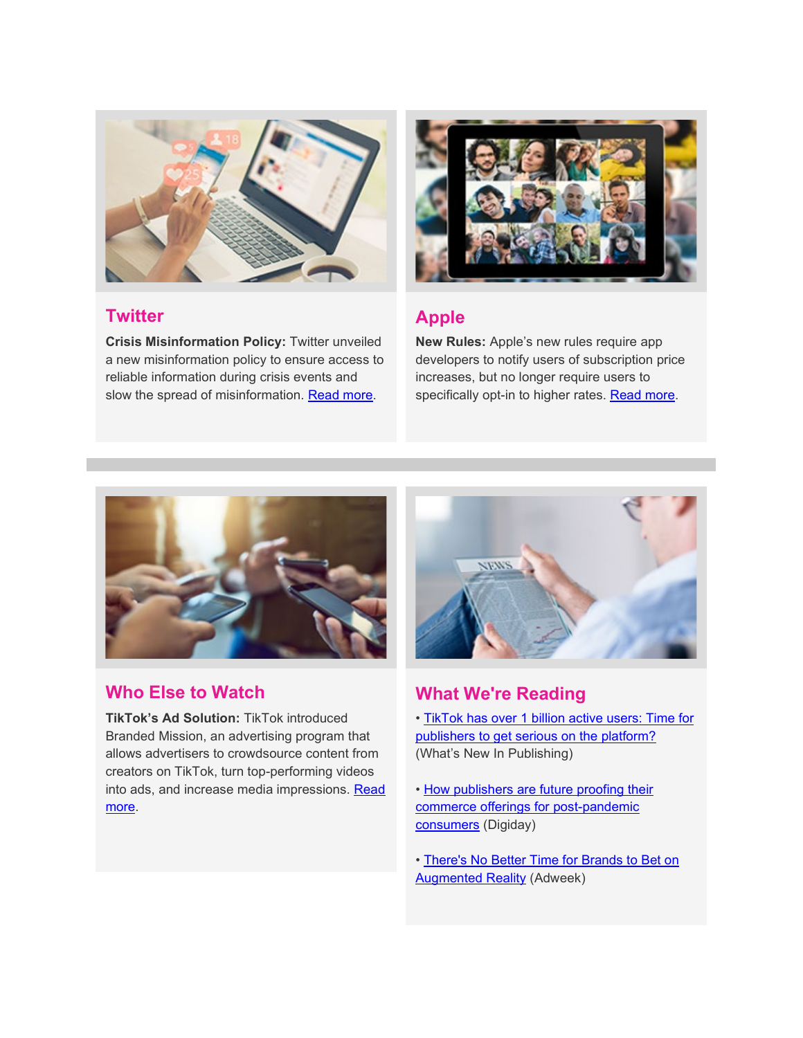## Twitter

**Crisis Misinformation Policy:** Twitter unveiled a new misinformation policy to ensure access to reliable information during crisis events and slow the spread of misinformation. Read more.

## Apple

**New Rules:** Apple's new rules require app developers to notify users of subscription price increases, but no longer require users to specifically opt-in to higher rates. Read more.

## Who Else to Watch

**TikTok's Ad Solution:** TikTok introduced Branded Mission, an advertising program that allows advertisers to crowdsource content from creators on TikTok, turn top-performing videos into ads, and increase media impressions. Read more.

## What We're Reading

- TikTok has over 1 billion active users: Time for publishers to get serious on the platform? (What's New In Publishing)
- How publishers are future proofing their commerce offerings for post-pandemic consumers (Digiday)
- There's No Better Time for Brands to Bet on Augmented Reality (Adweek)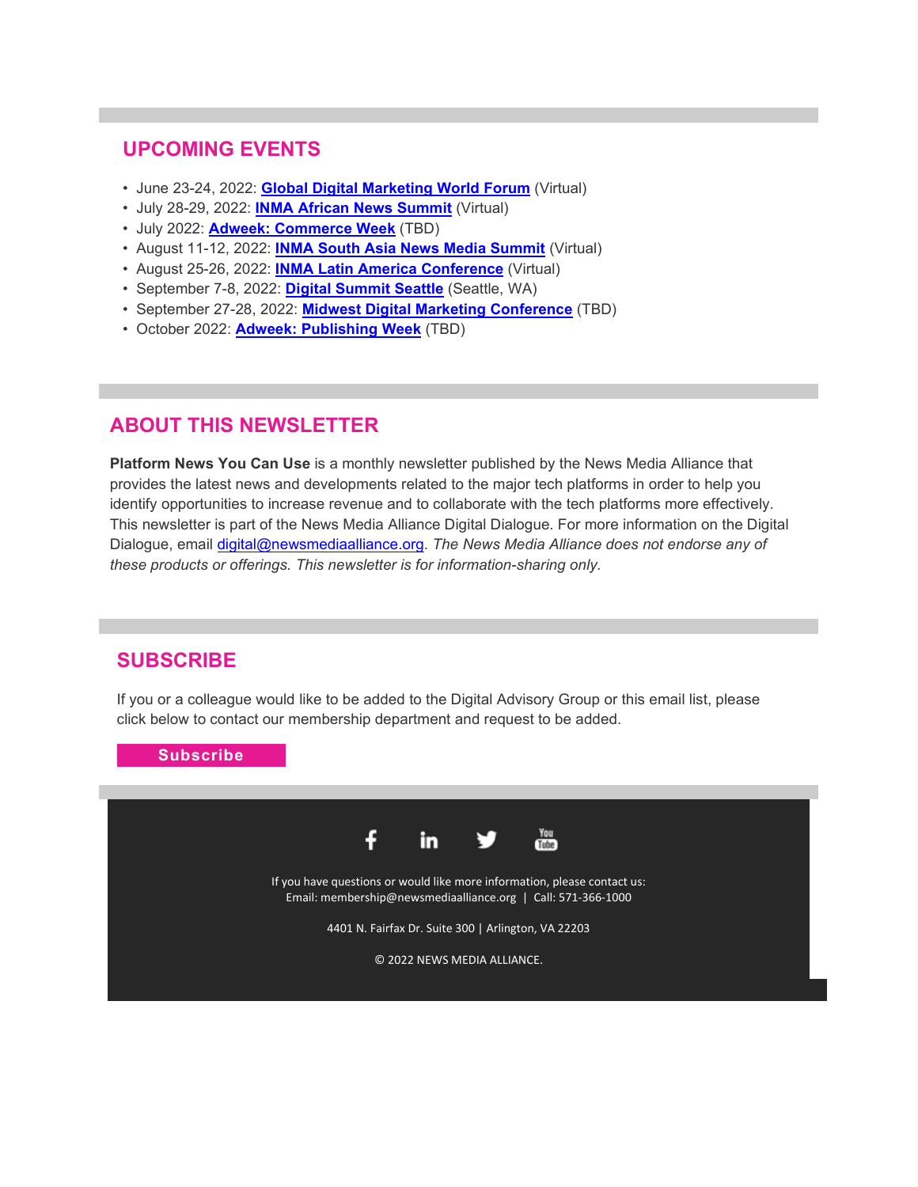## UPCOMING EVENTS

- June 23-24, 2022: **Global Digital Marketing World Forum** (Virtual)
- July 28-29, 2022: **INMA African News Summit** (Virtual)
- July 2022: **Adweek: Commerce Week** (TBD)
- August 11-12, 2022: **INMA South Asia News Media Summit** (Virtual)
- August 25-26, 2022: **INMA Latin America Conference** (Virtual)
- September 7-8, 2022: **Digital Summit Seattle** (Seattle, WA)
- September 27-28, 2022: **Midwest Digital Marketing Conference** (TBD)
- October 2022: **Adweek: Publishing Week** (TBD)

## ABOUT THIS NEWSLETTER

**Platform News You Can Use** is a monthly newsletter published by the News Media Alliance that provides the latest news and developments related to the major tech platforms in order to help you identify opportunities to increase revenue and to collaborate with the tech platforms more effectively. This newsletter is part of the News Media Alliance Digital Dialogue. For more information on the Digital Dialogue, email digital@newsmediaalliance.org. *The News Media Alliance does not endorse any of these products or offerings. This newsletter is for information-sharing only.*

## SUBSCRIBE

If you or a colleague would like to be added to the Digital Advisory Group or this email list, please click below to contact our membership department and request to be added.

**Subscribe**

If you have questions or would like more information, please contact us:
Email: membership@newsmediaalliance.org | Call: 571-366-1000

4401 N. Fairfax Dr. Suite 300 | Arlington, VA 22203

© 2022 NEWS MEDIA ALLIANCE.